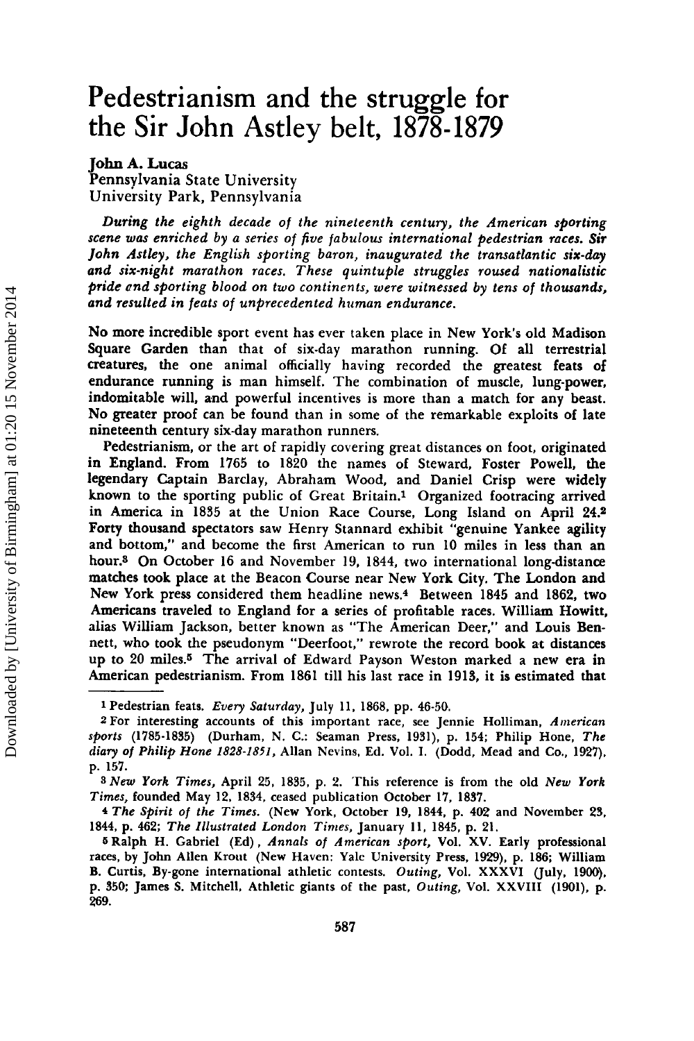# Pedestrianism and the struggle for the Sir John Astley belt, 1878-1879

**John A. Lucas**
Pennsylvania State University
University Park, Pennsylvania

*During the eighth decade of the nineteenth century, the American sporting scene was enriched by a series of five fabulous international pedestrian races. Sir John Astley, the English sporting baron, inaugurated the transatlantic six-day and six-night marathon races. These quintuple struggles roused nationalistic pride and sporting blood on two continents, were witnessed by tens of thousands, and resulted in feats of unprecedented human endurance.*

No more incredible sport event has ever taken place in New York's old Madison Square Garden than that of six-day marathon running. Of all terrestrial creatures, the one animal officially having recorded the greatest feats of endurance running is man himself. The combination of muscle, lung-power, indomitable will, and powerful incentives is more than a match for any beast. No greater proof can be found than in some of the remarkable exploits of late nineteenth century six-day marathon runners.

Pedestrianism, or the art of rapidly covering great distances on foot, originated in England. From 1765 to 1820 the names of Steward, Foster Powell, the legendary Captain Barclay, Abraham Wood, and Daniel Crisp were widely known to the sporting public of Great Britain.[1] Organized footracing arrived in America in 1835 at the Union Race Course, Long Island on April 24.[2] Forty thousand spectators saw Henry Stannard exhibit "genuine Yankee agility and bottom," and become the first American to run 10 miles in less than an hour.[3] On October 16 and November 19, 1844, two international long-distance matches took place at the Beacon Course near New York City. The London and New York press considered them headline news.[4] Between 1845 and 1862, two Americans traveled to England for a series of profitable races. William Howitt, alias William Jackson, better known as "The American Deer," and Louis Bennett, who took the pseudonym "Deerfoot," rewrote the record book at distances up to 20 miles.[5] The arrival of Edward Payson Weston marked a new era in American pedestrianism. From 1861 till his last race in 1913, it is estimated that

---

[1] Pedestrian feats. *Every Saturday*, July 11, 1868, pp. 46-50.

[2] For interesting accounts of this important race, see Jennie Holliman, *American sports* (1785-1835) (Durham, N. C.: Seaman Press, 1931), p. 154; Philip Hone, *The diary of Philip Hone 1828-1851*, Allan Nevins, Ed. Vol. I. (Dodd, Mead and Co., 1927), p. 157.

[3] *New York Times*, April 25, 1835, p. 2. This reference is from the old *New York Times*, founded May 12, 1834, ceased publication October 17, 1837.

[4] *The Spirit of the Times*. (New York, October 19, 1844, p. 402 and November 23, 1844, p. 462; *The Illustrated London Times*, January 11, 1845, p. 21.

[5] Ralph H. Gabriel (Ed), *Annals of American sport*, Vol. XV. Early professional races, by John Allen Krout (New Haven: Yale University Press, 1929), p. 186; William B. Curtis, By-gone international athletic contests. *Outing*, Vol. XXXVI (July, 1900), p. 350; James S. Mitchell, Athletic giants of the past, *Outing*, Vol. XXVIII (1901), p. 269.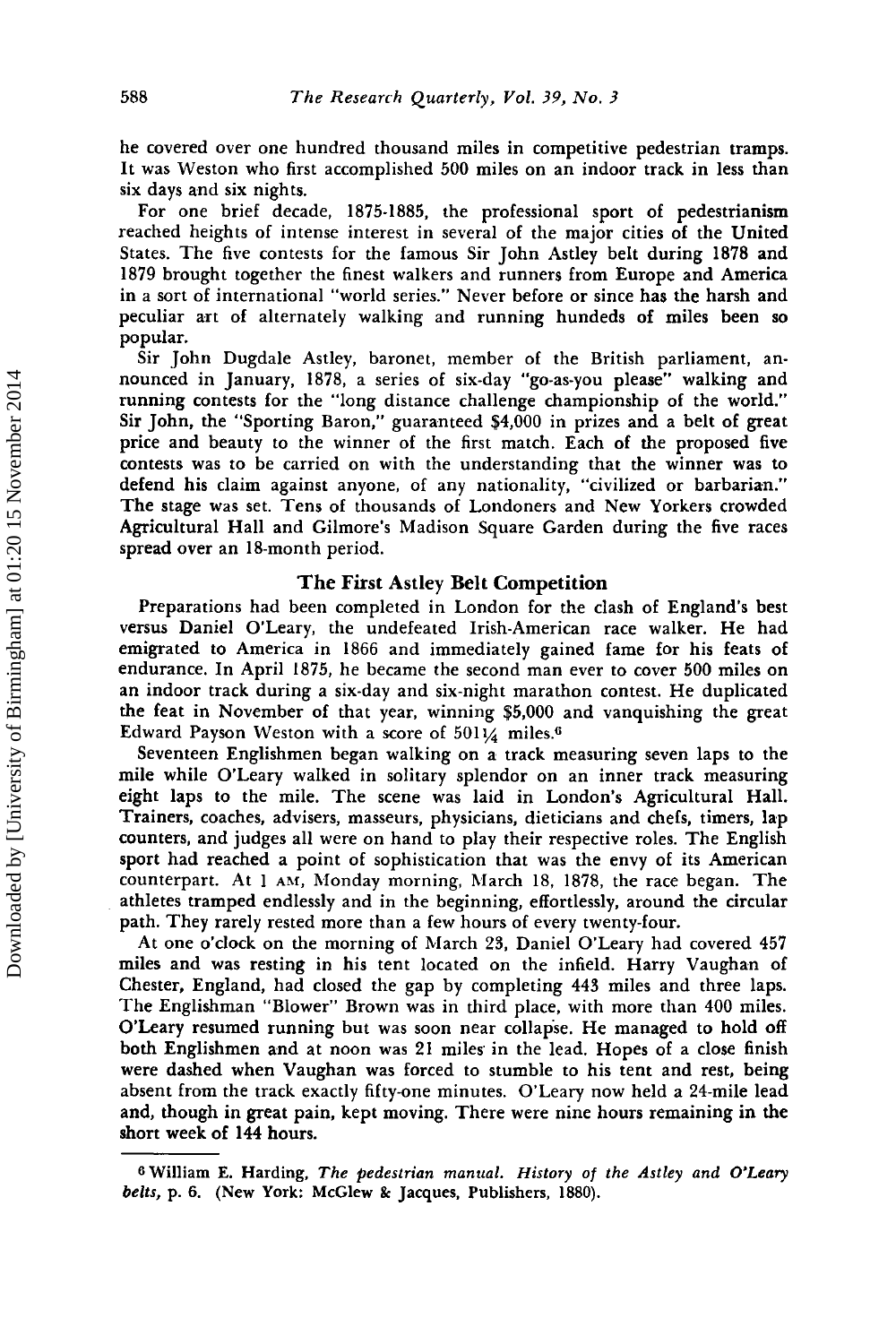he covered over one hundred thousand miles in competitive pedestrian tramps. It was Weston who first accomplished 500 miles on an indoor track in less than six days and six nights.

For one brief decade, 1875-1885, the professional sport of pedestrianism reached heights of intense interest in several of the major cities of the United States. The five contests for the famous Sir John Astley belt during 1878 and 1879 brought together the finest walkers and runners from Europe and America in a sort of international "world series." Never before or since has the harsh and peculiar art of alternately walking and running hundeds of miles been so popular.

Sir John Dugdale Astley, baronet, member of the British parliament, announced in January, 1878, a series of six-day "go-as-you please" walking and running contests for the "long distance challenge championship of the world." Sir John, the "Sporting Baron," guaranteed $4,000 in prizes and a belt of great price and beauty to the winner of the first match. Each of the proposed five contests was to be carried on with the understanding that the winner was to defend his claim against anyone, of any nationality, "civilized or barbarian." The stage was set. Tens of thousands of Londoners and New Yorkers crowded Agricultural Hall and Gilmore's Madison Square Garden during the five races spread over an 18-month period.

## The First Astley Belt Competition

Preparations had been completed in London for the clash of England's best versus Daniel O'Leary, the undefeated Irish-American race walker. He had emigrated to America in 1866 and immediately gained fame for his feats of endurance. In April 1875, he became the second man ever to cover 500 miles on an indoor track during a six-day and six-night marathon contest. He duplicated the feat in November of that year, winning $5,000 and vanquishing the great Edward Payson Weston with a score of 501¼ miles.[6]

Seventeen Englishmen began walking on a track measuring seven laps to the mile while O'Leary walked in solitary splendor on an inner track measuring eight laps to the mile. The scene was laid in London's Agricultural Hall. Trainers, coaches, advisers, masseurs, physicians, dieticians and chefs, timers, lap counters, and judges all were on hand to play their respective roles. The English sport had reached a point of sophistication that was the envy of its American counterpart. At 1 AM, Monday morning, March 18, 1878, the race began. The athletes tramped endlessly and in the beginning, effortlessly, around the circular path. They rarely rested more than a few hours of every twenty-four.

At one o'clock on the morning of March 23, Daniel O'Leary had covered 457 miles and was resting in his tent located on the infield. Harry Vaughan of Chester, England, had closed the gap by completing 443 miles and three laps. The Englishman "Blower" Brown was in third place, with more than 400 miles. O'Leary resumed running but was soon near collapse. He managed to hold off both Englishmen and at noon was 21 miles in the lead. Hopes of a close finish were dashed when Vaughan was forced to stumble to his tent and rest, being absent from the track exactly fifty-one minutes. O'Leary now held a 24-mile lead and, though in great pain, kept moving. There were nine hours remaining in the short week of 144 hours.

---

[6] William E. Harding, *The pedestrian manual. History of the Astley and O'Leary belts*, p. 6. (New York: McGlew & Jacques, Publishers, 1880).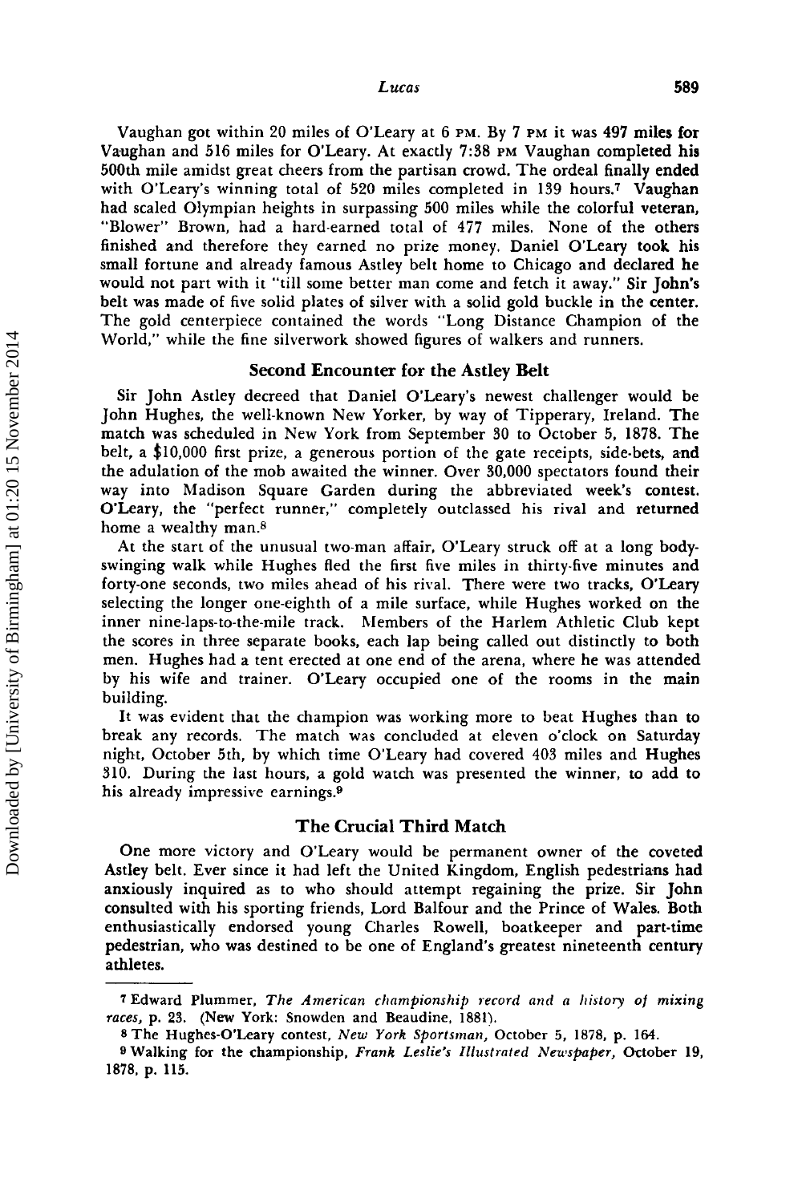Vaughan got within 20 miles of O'Leary at 6 PM. By 7 PM it was 497 miles for Vaughan and 516 miles for O'Leary. At exactly 7:38 PM Vaughan completed his 500th mile amidst great cheers from the partisan crowd. The ordeal finally ended with O'Leary's winning total of 520 miles completed in 139 hours.[7] Vaughan had scaled Olympian heights in surpassing 500 miles while the colorful veteran, "Blower" Brown, had a hard-earned total of 477 miles. None of the others finished and therefore they earned no prize money. Daniel O'Leary took his small fortune and already famous Astley belt home to Chicago and declared he would not part with it "till some better man come and fetch it away." Sir John's belt was made of five solid plates of silver with a solid gold buckle in the center. The gold centerpiece contained the words "Long Distance Champion of the World," while the fine silverwork showed figures of walkers and runners.

## Second Encounter for the Astley Belt

Sir John Astley decreed that Daniel O'Leary's newest challenger would be John Hughes, the well-known New Yorker, by way of Tipperary, Ireland. The match was scheduled in New York from September 30 to October 5, 1878. The belt, a $10,000 first prize, a generous portion of the gate receipts, side-bets, and the adulation of the mob awaited the winner. Over 30,000 spectators found their way into Madison Square Garden during the abbreviated week's contest. O'Leary, the "perfect runner," completely outclassed his rival and returned home a wealthy man.[8]

At the start of the unusual two-man affair, O'Leary struck off at a long body-swinging walk while Hughes fled the first five miles in thirty-five minutes and forty-one seconds, two miles ahead of his rival. There were two tracks, O'Leary selecting the longer one-eighth of a mile surface, while Hughes worked on the inner nine-laps-to-the-mile track. Members of the Harlem Athletic Club kept the scores in three separate books, each lap being called out distinctly to both men. Hughes had a tent erected at one end of the arena, where he was attended by his wife and trainer. O'Leary occupied one of the rooms in the main building.

It was evident that the champion was working more to beat Hughes than to break any records. The match was concluded at eleven o'clock on Saturday night, October 5th, by which time O'Leary had covered 403 miles and Hughes 310. During the last hours, a gold watch was presented the winner, to add to his already impressive earnings.[9]

## The Crucial Third Match

One more victory and O'Leary would be permanent owner of the coveted Astley belt. Ever since it had left the United Kingdom, English pedestrians had anxiously inquired as to who should attempt regaining the prize. Sir John consulted with his sporting friends, Lord Balfour and the Prince of Wales. Both enthusiastically endorsed young Charles Rowell, boatkeeper and part-time pedestrian, who was destined to be one of England's greatest nineteenth century athletes.

---

[7] Edward Plummer, *The American championship record and a history of mixing races*, p. 23. (New York: Snowden and Beaudine, 1881).

[8] The Hughes-O'Leary contest, *New York Sportsman*, October 5, 1878, p. 164.

[9] Walking for the championship, *Frank Leslie's Illustrated Newspaper*, October 19, 1878, p. 115.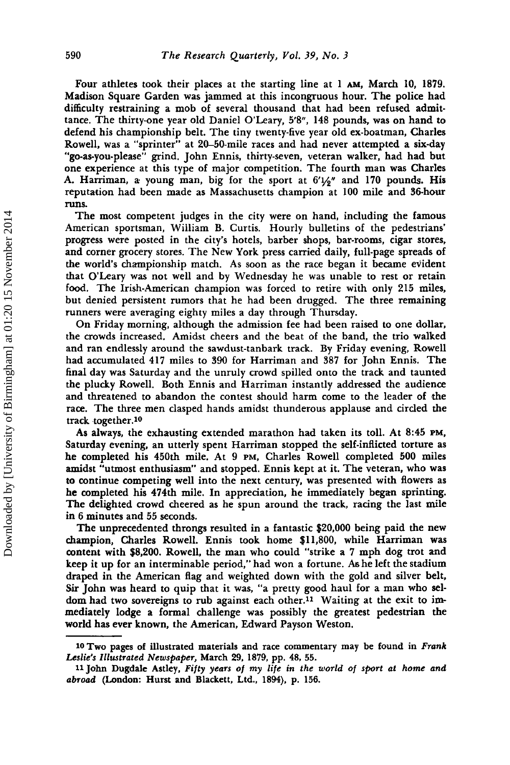Four athletes took their places at the starting line at 1 AM, March 10, 1879. Madison Square Garden was jammed at this incongruous hour. The police had difficulty restraining a mob of several thousand that had been refused admittance. The thirty-one year old Daniel O'Leary, 5'8", 148 pounds, was on hand to defend his championship belt. The tiny twenty-five year old ex-boatman, Charles Rowell, was a "sprinter" at 20–50-mile races and had never attempted a six-day "go-as-you-please" grind. John Ennis, thirty-seven, veteran walker, had had but one experience at this type of major competition. The fourth man was Charles A. Harriman, a young man, big for the sport at 6'½" and 170 pounds. His reputation had been made as Massachusetts champion at 100 mile and 36-hour runs.

The most competent judges in the city were on hand, including the famous American sportsman, William B. Curtis. Hourly bulletins of the pedestrians' progress were posted in the city's hotels, barber shops, bar-rooms, cigar stores, and corner grocery stores. The New York press carried daily, full-page spreads of the world's championship match. As soon as the race began it became evident that O'Leary was not well and by Wednesday he was unable to rest or retain food. The Irish-American champion was forced to retire with only 215 miles, but denied persistent rumors that he had been drugged. The three remaining runners were averaging eighty miles a day through Thursday.

On Friday morning, although the admission fee had been raised to one dollar, the crowds increased. Amidst cheers and the beat of the band, the trio walked and ran endlessly around the sawdust-tanbark track. By Friday evening, Rowell had accumulated 417 miles to 390 for Harriman and 387 for John Ennis. The final day was Saturday and the unruly crowd spilled onto the track and taunted the plucky Rowell. Both Ennis and Harriman instantly addressed the audience and threatened to abandon the contest should harm come to the leader of the race. The three men clasped hands amidst thunderous applause and circled the track together.[10]

As always, the exhausting extended marathon had taken its toll. At 8:45 PM, Saturday evening, an utterly spent Harriman stopped the self-inflicted torture as he completed his 450th mile. At 9 PM, Charles Rowell completed 500 miles amidst "utmost enthusiasm" and stopped. Ennis kept at it. The veteran, who was to continue competing well into the next century, was presented with flowers as he completed his 474th mile. In appreciation, he immediately began sprinting. The delighted crowd cheered as he spun around the track, racing the last mile in 6 minutes and 55 seconds.

The unprecedented throngs resulted in a fantastic $20,000 being paid the new champion, Charles Rowell. Ennis took home $11,800, while Harriman was content with $8,200. Rowell, the man who could "strike a 7 mph dog trot and keep it up for an interminable period," had won a fortune. As he left the stadium draped in the American flag and weighted down with the gold and silver belt, Sir John was heard to quip that it was, "a pretty good haul for a man who seldom had two sovereigns to rub against each other.[11] Waiting at the exit to immediately lodge a formal challenge was possibly the greatest pedestrian the world has ever known, the American, Edward Payson Weston.

---

[10] Two pages of illustrated materials and race commentary may be found in *Frank Leslie's Illustrated Newspaper*, March 29, 1879, pp. 48, 55.

[11] John Dugdale Astley, *Fifty years of my life in the world of sport at home and abroad* (London: Hurst and Blackett, Ltd., 1894), p. 156.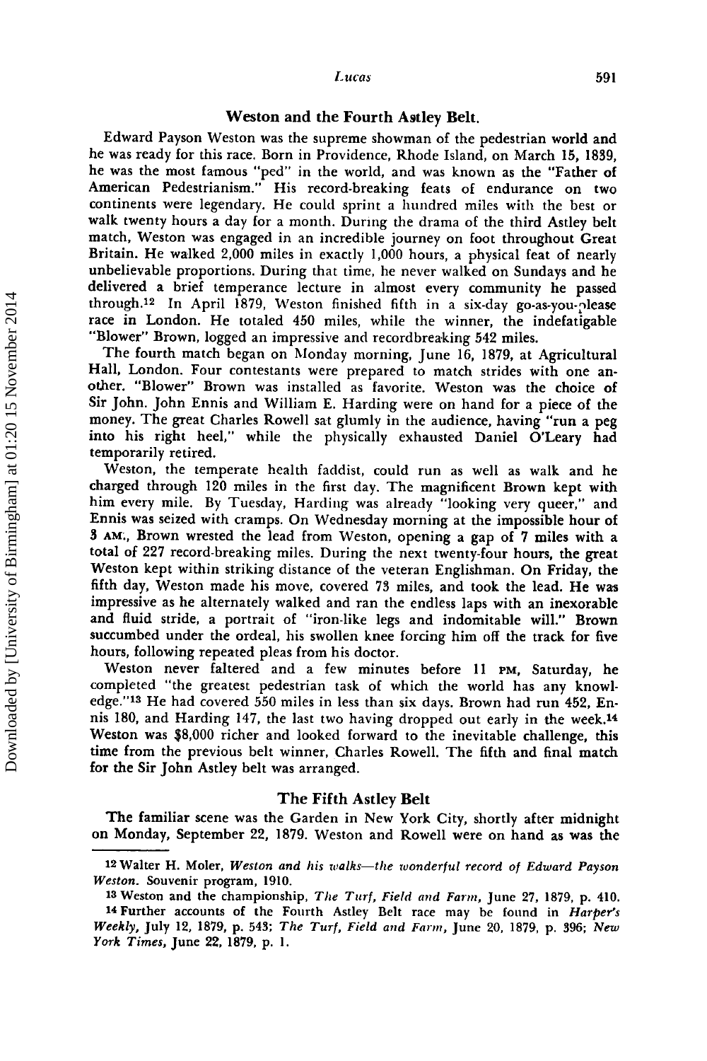## Weston and the Fourth Astley Belt.

Edward Payson Weston was the supreme showman of the pedestrian world and he was ready for this race. Born in Providence, Rhode Island, on March 15, 1839, he was the most famous "ped" in the world, and was known as the "Father of American Pedestrianism." His record-breaking feats of endurance on two continents were legendary. He could sprint a hundred miles with the best or walk twenty hours a day for a month. During the drama of the third Astley belt match, Weston was engaged in an incredible journey on foot throughout Great Britain. He walked 2,000 miles in exactly 1,000 hours, a physical feat of nearly unbelievable proportions. During that time, he never walked on Sundays and he delivered a brief temperance lecture in almost every community he passed through.[12] In April 1879, Weston finished fifth in a six-day go-as-you-please race in London. He totaled 450 miles, while the winner, the indefatigable "Blower" Brown, logged an impressive and recordbreaking 542 miles.

The fourth match began on Monday morning, June 16, 1879, at Agricultural Hall, London. Four contestants were prepared to match strides with one another. "Blower" Brown was installed as favorite. Weston was the choice of Sir John. John Ennis and William E. Harding were on hand for a piece of the money. The great Charles Rowell sat glumly in the audience, having "run a peg into his right heel," while the physically exhausted Daniel O'Leary had temporarily retired.

Weston, the temperate health faddist, could run as well as walk and he charged through 120 miles in the first day. The magnificent Brown kept with him every mile. By Tuesday, Harding was already "looking very queer," and Ennis was seized with cramps. On Wednesday morning at the impossible hour of 3 AM., Brown wrested the lead from Weston, opening a gap of 7 miles with a total of 227 record-breaking miles. During the next twenty-four hours, the great Weston kept within striking distance of the veteran Englishman. On Friday, the fifth day, Weston made his move, covered 73 miles, and took the lead. He was impressive as he alternately walked and ran the endless laps with an inexorable and fluid stride, a portrait of "iron-like legs and indomitable will." Brown succumbed under the ordeal, his swollen knee forcing him off the track for five hours, following repeated pleas from his doctor.

Weston never faltered and a few minutes before 11 PM, Saturday, he completed "the greatest pedestrian task of which the world has any knowledge."[13] He had covered 550 miles in less than six days. Brown had run 452, Ennis 180, and Harding 147, the last two having dropped out early in the week.[14] Weston was $8,000 richer and looked forward to the inevitable challenge, this time from the previous belt winner, Charles Rowell. The fifth and final match for the Sir John Astley belt was arranged.

## The Fifth Astley Belt

The familiar scene was the Garden in New York City, shortly after midnight on Monday, September 22, 1879. Weston and Rowell were on hand as was the

---

[12] Walter H. Moler, *Weston and his walks—the wonderful record of Edward Payson Weston.* Souvenir program, 1910.

[13] Weston and the championship, *The Turf, Field and Farm,* June 27, 1879, p. 410.

[14] Further accounts of the Fourth Astley Belt race may be found in *Harper's Weekly,* July 12, 1879, p. 543; *The Turf, Field and Farm,* June 20, 1879, p. 396; *New York Times,* June 22, 1879, p. 1.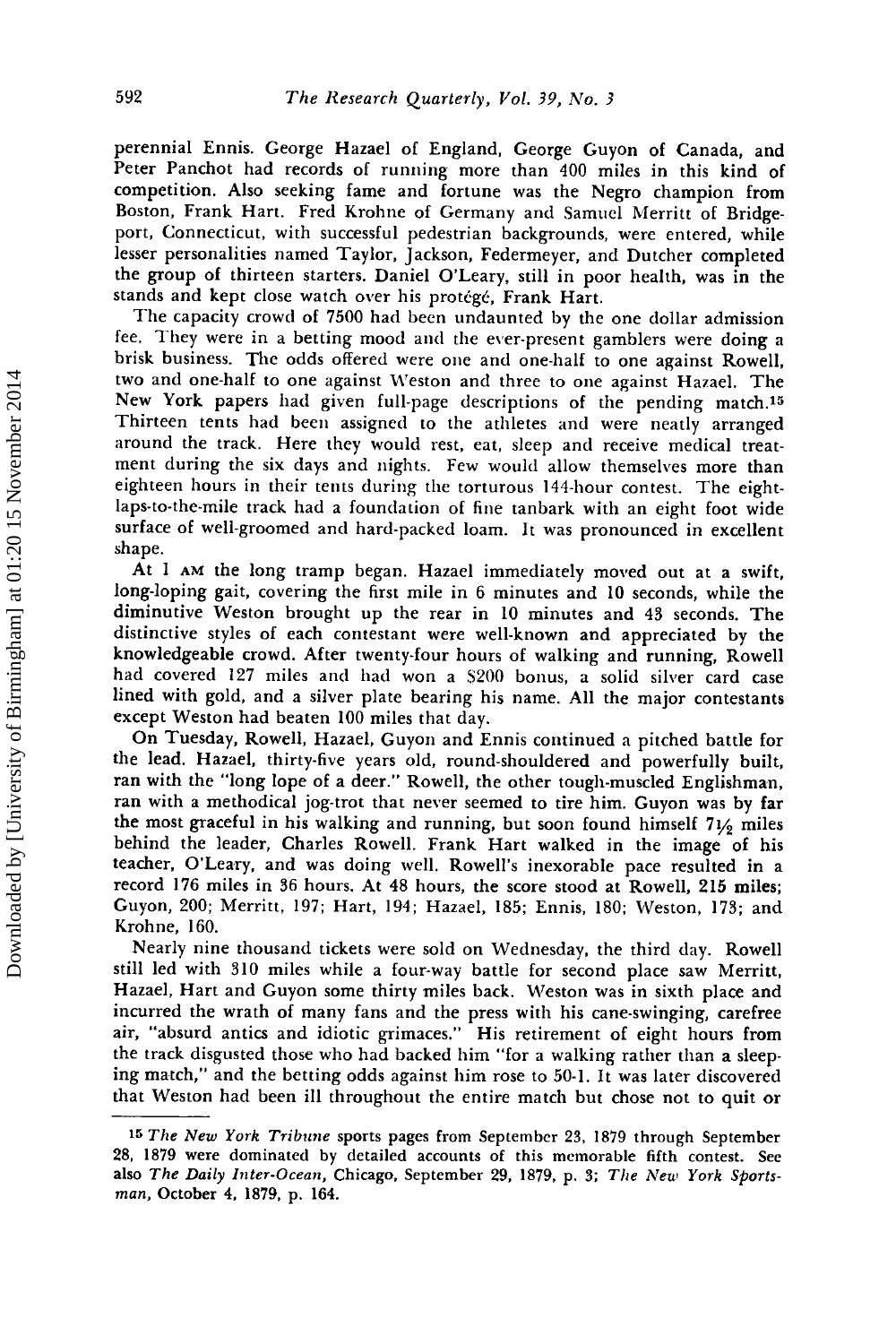perennial Ennis. George Hazael of England, George Guyon of Canada, and Peter Panchot had records of running more than 400 miles in this kind of competition. Also seeking fame and fortune was the Negro champion from Boston, Frank Hart. Fred Krohne of Germany and Samuel Merritt of Bridgeport, Connecticut, with successful pedestrian backgrounds, were entered, while lesser personalities named Taylor, Jackson, Federmeyer, and Dutcher completed the group of thirteen starters. Daniel O'Leary, still in poor health, was in the stands and kept close watch over his protégé, Frank Hart.

The capacity crowd of 7500 had been undaunted by the one dollar admission fee. They were in a betting mood and the ever-present gamblers were doing a brisk business. The odds offered were one and one-half to one against Rowell, two and one-half to one against Weston and three to one against Hazael. The New York papers had given full-page descriptions of the pending match.[15] Thirteen tents had been assigned to the athletes and were neatly arranged around the track. Here they would rest, eat, sleep and receive medical treatment during the six days and nights. Few would allow themselves more than eighteen hours in their tents during the torturous 144-hour contest. The eight-laps-to-the-mile track had a foundation of fine tanbark with an eight foot wide surface of well-groomed and hard-packed loam. It was pronounced in excellent shape.

At 1 AM the long tramp began. Hazael immediately moved out at a swift, long-loping gait, covering the first mile in 6 minutes and 10 seconds, while the diminutive Weston brought up the rear in 10 minutes and 43 seconds. The distinctive styles of each contestant were well-known and appreciated by the knowledgeable crowd. After twenty-four hours of walking and running, Rowell had covered 127 miles and had won a $200 bonus, a solid silver card case lined with gold, and a silver plate bearing his name. All the major contestants except Weston had beaten 100 miles that day.

On Tuesday, Rowell, Hazael, Guyon and Ennis continued a pitched battle for the lead. Hazael, thirty-five years old, round-shouldered and powerfully built, ran with the "long lope of a deer." Rowell, the other tough-muscled Englishman, ran with a methodical jog-trot that never seemed to tire him. Guyon was by far the most graceful in his walking and running, but soon found himself 7½ miles behind the leader, Charles Rowell. Frank Hart walked in the image of his teacher, O'Leary, and was doing well. Rowell's inexorable pace resulted in a record 176 miles in 36 hours. At 48 hours, the score stood at Rowell, 215 miles; Guyon, 200; Merritt, 197; Hart, 194; Hazael, 185; Ennis, 180; Weston, 173; and Krohne, 160.

Nearly nine thousand tickets were sold on Wednesday, the third day. Rowell still led with 310 miles while a four-way battle for second place saw Merritt, Hazael, Hart and Guyon some thirty miles back. Weston was in sixth place and incurred the wrath of many fans and the press with his cane-swinging, carefree air, "absurd antics and idiotic grimaces." His retirement of eight hours from the track disgusted those who had backed him "for a walking rather than a sleeping match," and the betting odds against him rose to 50-1. It was later discovered that Weston had been ill throughout the entire match but chose not to quit or

[15] *The New York Tribune* sports pages from September 23, 1879 through September 28, 1879 were dominated by detailed accounts of this memorable fifth contest. See also *The Daily Inter-Ocean*, Chicago, September 29, 1879, p. 3; *The New York Sportsman*, October 4, 1879, p. 164.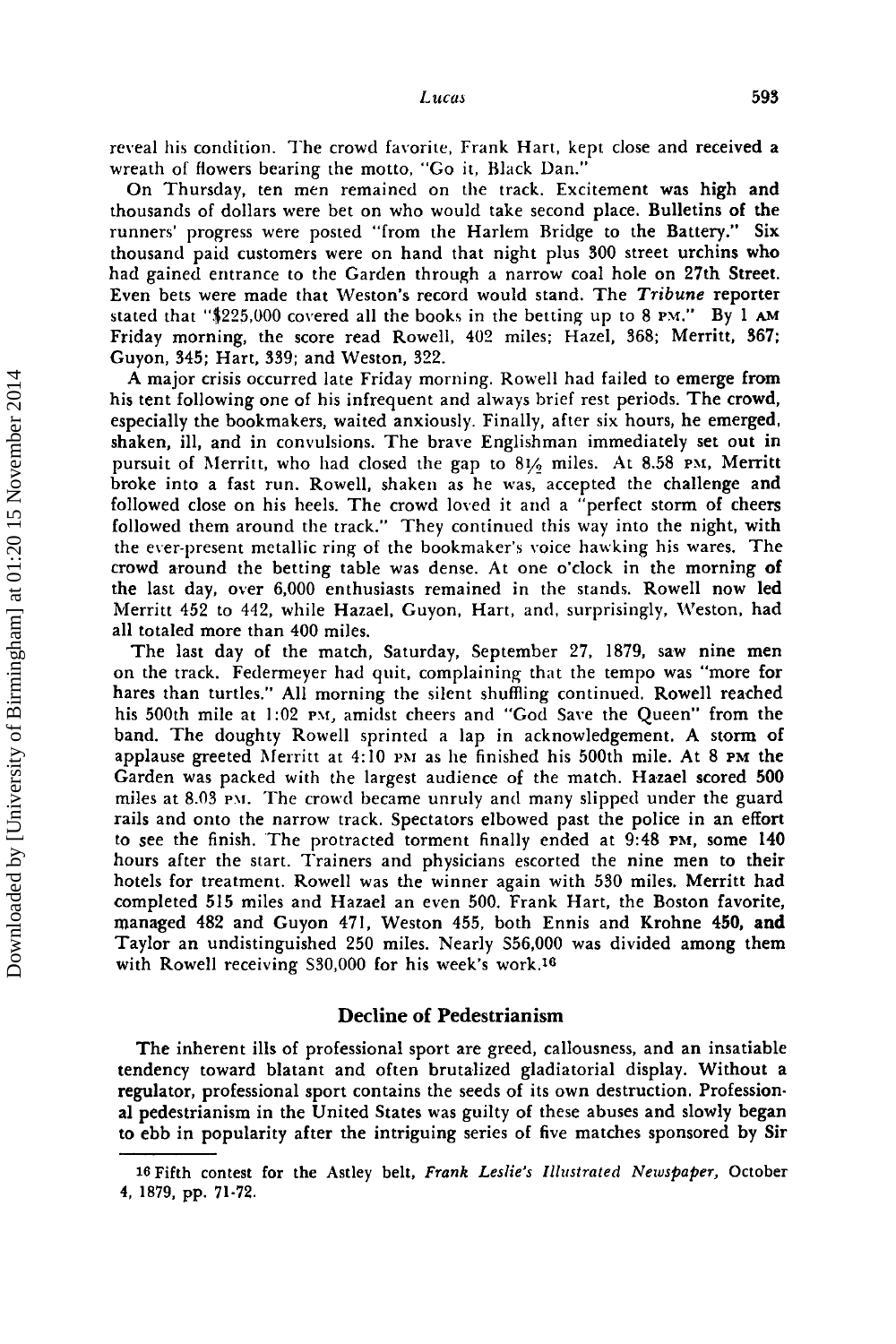reveal his condition. The crowd favorite, Frank Hart, kept close and received a wreath of flowers bearing the motto, "Go it, Black Dan."

On Thursday, ten men remained on the track. Excitement was high and thousands of dollars were bet on who would take second place. Bulletins of the runners' progress were posted "from the Harlem Bridge to the Battery." Six thousand paid customers were on hand that night plus 300 street urchins who had gained entrance to the Garden through a narrow coal hole on 27th Street. Even bets were made that Weston's record would stand. The *Tribune* reporter stated that "$225,000 covered all the books in the betting up to 8 PM." By 1 AM Friday morning, the score read Rowell, 402 miles; Hazel, 368; Merritt, 367; Guyon, 345; Hart, 339; and Weston, 322.

A major crisis occurred late Friday morning. Rowell had failed to emerge from his tent following one of his infrequent and always brief rest periods. The crowd, especially the bookmakers, waited anxiously. Finally, after six hours, he emerged, shaken, ill, and in convulsions. The brave Englishman immediately set out in pursuit of Merritt, who had closed the gap to 8½ miles. At 8.58 PM, Merritt broke into a fast run. Rowell, shaken as he was, accepted the challenge and followed close on his heels. The crowd loved it and a "perfect storm of cheers followed them around the track." They continued this way into the night, with the ever-present metallic ring of the bookmaker's voice hawking his wares. The crowd around the betting table was dense. At one o'clock in the morning of the last day, over 6,000 enthusiasts remained in the stands. Rowell now led Merritt 452 to 442, while Hazael, Guyon, Hart, and, surprisingly, Weston, had all totaled more than 400 miles.

The last day of the match, Saturday, September 27, 1879, saw nine men on the track. Federmeyer had quit, complaining that the tempo was "more for hares than turtles." All morning the silent shuffling continued. Rowell reached his 500th mile at 1:02 PM, amidst cheers and "God Save the Queen" from the band. The doughty Rowell sprinted a lap in acknowledgement. A storm of applause greeted Merritt at 4:10 PM as he finished his 500th mile. At 8 PM the Garden was packed with the largest audience of the match. Hazael scored 500 miles at 8.03 PM. The crowd became unruly and many slipped under the guard rails and onto the narrow track. Spectators elbowed past the police in an effort to see the finish. The protracted torment finally ended at 9:48 PM, some 140 hours after the start. Trainers and physicians escorted the nine men to their hotels for treatment. Rowell was the winner again with 530 miles. Merritt had completed 515 miles and Hazael an even 500. Frank Hart, the Boston favorite, managed 482 and Guyon 471, Weston 455, both Ennis and Krohne 450, and Taylor an undistinguished 250 miles. Nearly $56,000 was divided among them with Rowell receiving $30,000 for his week's work.[16]

## Decline of Pedestrianism

The inherent ills of professional sport are greed, callousness, and an insatiable tendency toward blatant and often brutalized gladiatorial display. Without a regulator, professional sport contains the seeds of its own destruction. Professional pedestrianism in the United States was guilty of these abuses and slowly began to ebb in popularity after the intriguing series of five matches sponsored by Sir

---

[16] Fifth contest for the Astley belt, *Frank Leslie's Illustrated Newspaper*, October 4, 1879, pp. 71-72.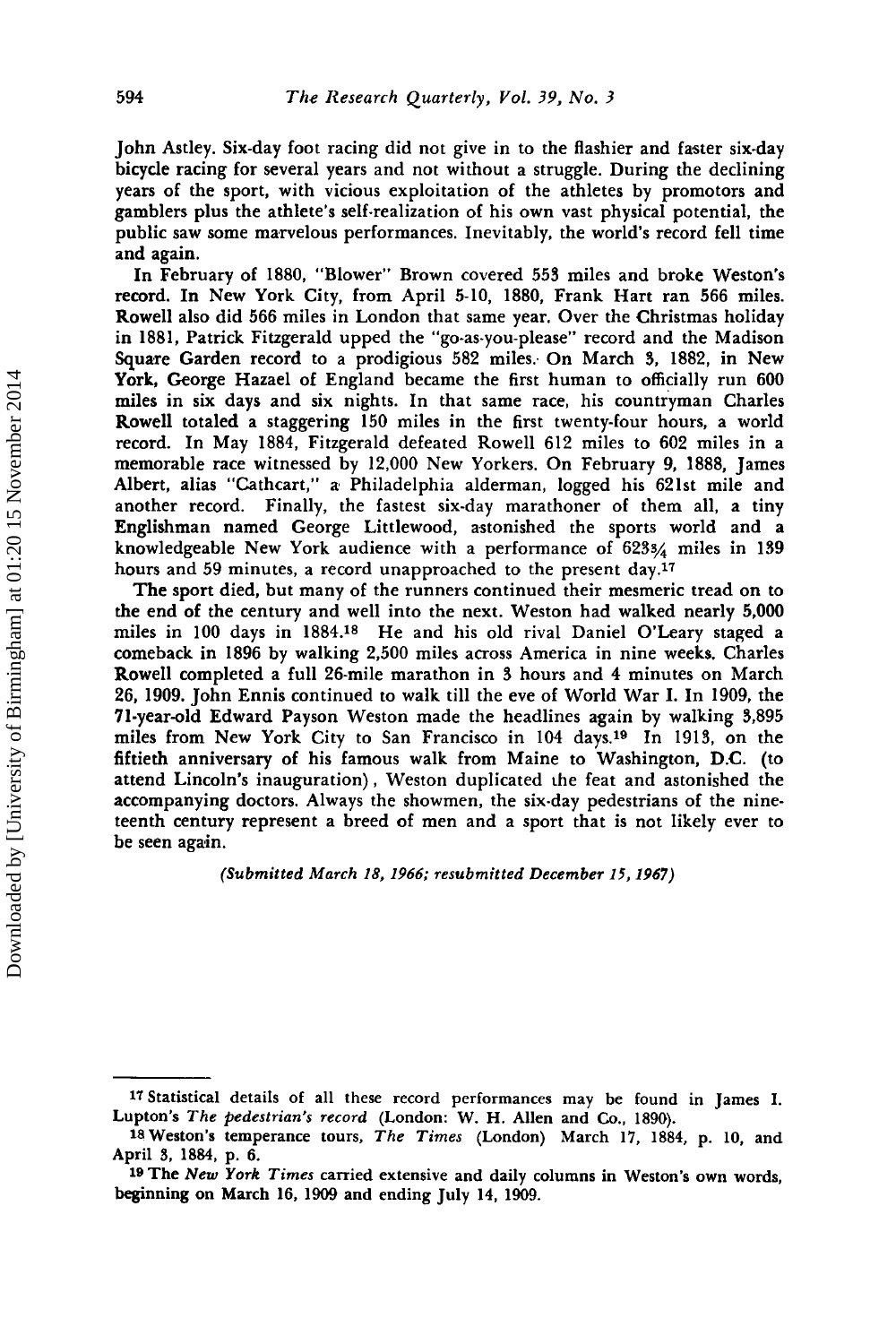John Astley. Six-day foot racing did not give in to the flashier and faster six-day bicycle racing for several years and not without a struggle. During the declining years of the sport, with vicious exploitation of the athletes by promotors and gamblers plus the athlete's self-realization of his own vast physical potential, the public saw some marvelous performances. Inevitably, the world's record fell time and again.

In February of 1880, "Blower" Brown covered 553 miles and broke Weston's record. In New York City, from April 5-10, 1880, Frank Hart ran 566 miles. Rowell also did 566 miles in London that same year. Over the Christmas holiday in 1881, Patrick Fitzgerald upped the "go-as-you-please" record and the Madison Square Garden record to a prodigious 582 miles. On March 3, 1882, in New York, George Hazael of England became the first human to officially run 600 miles in six days and six nights. In that same race, his countryman Charles Rowell totaled a staggering 150 miles in the first twenty-four hours, a world record. In May 1884, Fitzgerald defeated Rowell 612 miles to 602 miles in a memorable race witnessed by 12,000 New Yorkers. On February 9, 1888, James Albert, alias "Cathcart," a Philadelphia alderman, logged his 621st mile and another record. Finally, the fastest six-day marathoner of them all, a tiny Englishman named George Littlewood, astonished the sports world and a knowledgeable New York audience with a performance of 623¾ miles in 139 hours and 59 minutes, a record unapproached to the present day.[17]

The sport died, but many of the runners continued their mesmeric tread on to the end of the century and well into the next. Weston had walked nearly 5,000 miles in 100 days in 1884.[18] He and his old rival Daniel O'Leary staged a comeback in 1896 by walking 2,500 miles across America in nine weeks. Charles Rowell completed a full 26-mile marathon in 3 hours and 4 minutes on March 26, 1909. John Ennis continued to walk till the eve of World War I. In 1909, the 71-year-old Edward Payson Weston made the headlines again by walking 3,895 miles from New York City to San Francisco in 104 days.[19] In 1913, on the fiftieth anniversary of his famous walk from Maine to Washington, D.C. (to attend Lincoln's inauguration), Weston duplicated the feat and astonished the accompanying doctors. Always the showmen, the six-day pedestrians of the nineteenth century represent a breed of men and a sport that is not likely ever to be seen again.

*(Submitted March 18, 1966; resubmitted December 15, 1967)*

---

[17] Statistical details of all these record performances may be found in James I. Lupton's *The pedestrian's record* (London: W. H. Allen and Co., 1890).

[18] Weston's temperance tours, *The Times* (London) March 17, 1884, p. 10, and April 3, 1884, p. 6.

[19] The *New York Times* carried extensive and daily columns in Weston's own words, beginning on March 16, 1909 and ending July 14, 1909.